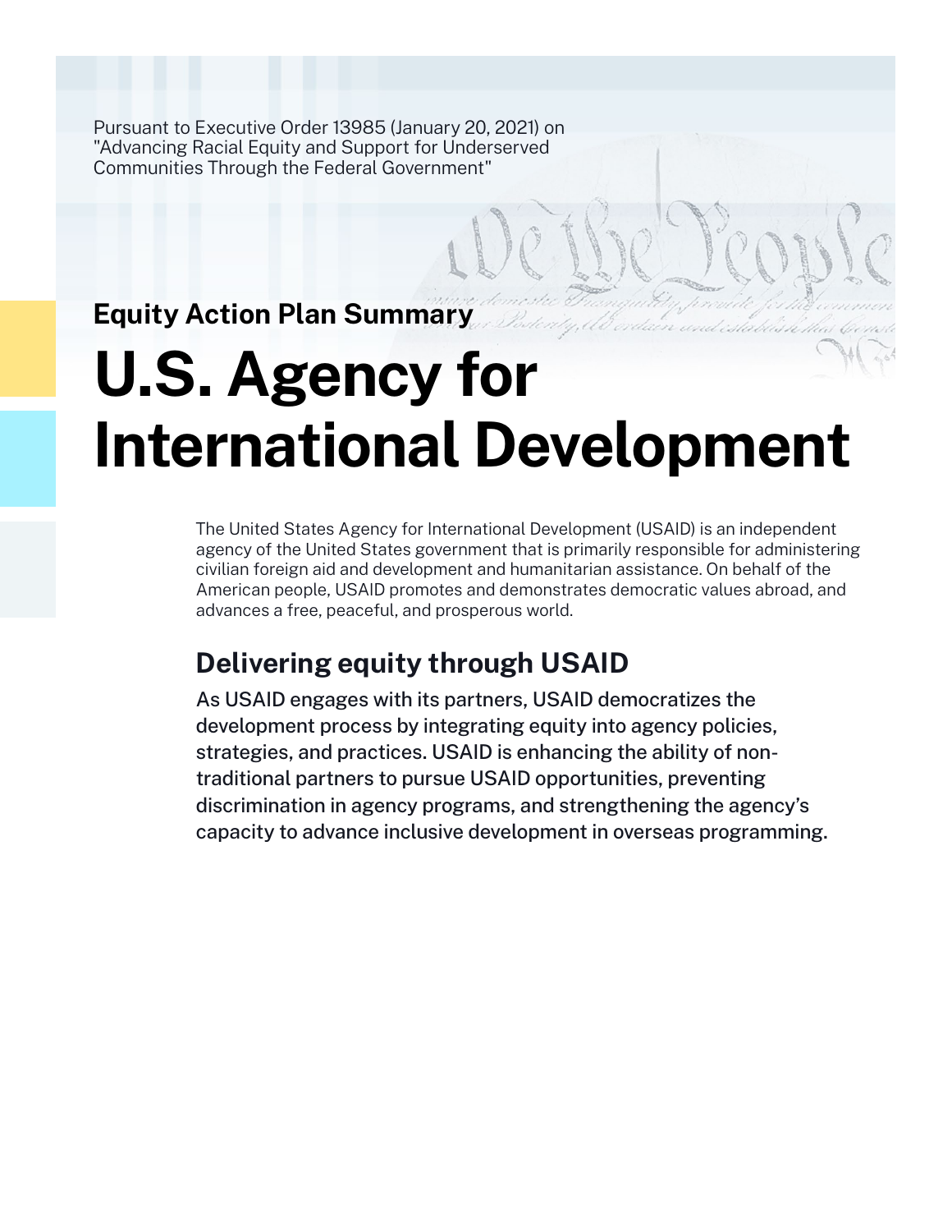Pursuant to Executive Order 13985 (January 20, 2021) on "Advancing Racial Equity and Support for Underserved Communities Through the Federal Government"

## Equity Action Plan Summary

# U.S. Agency for International Development

The United States Agency for International Development (USAID) is an independent agency of the United States government that is primarily responsible for administering civilian foreign aid and development and humanitarian assistance. On behalf of the American people, USAID promotes and demonstrates democratic values abroad, and advances a free, peaceful, and prosperous world.

## Delivering equity through USAID

As USAID engages with its partners, USAID democratizes the development process by integrating equity into agency policies, strategies, and practices. USAID is enhancing the ability of non-traditional partners to pursue USAID opportunities, preventing discrimination in agency programs, and strengthening the agency's capacity to advance inclusive development in overseas programming.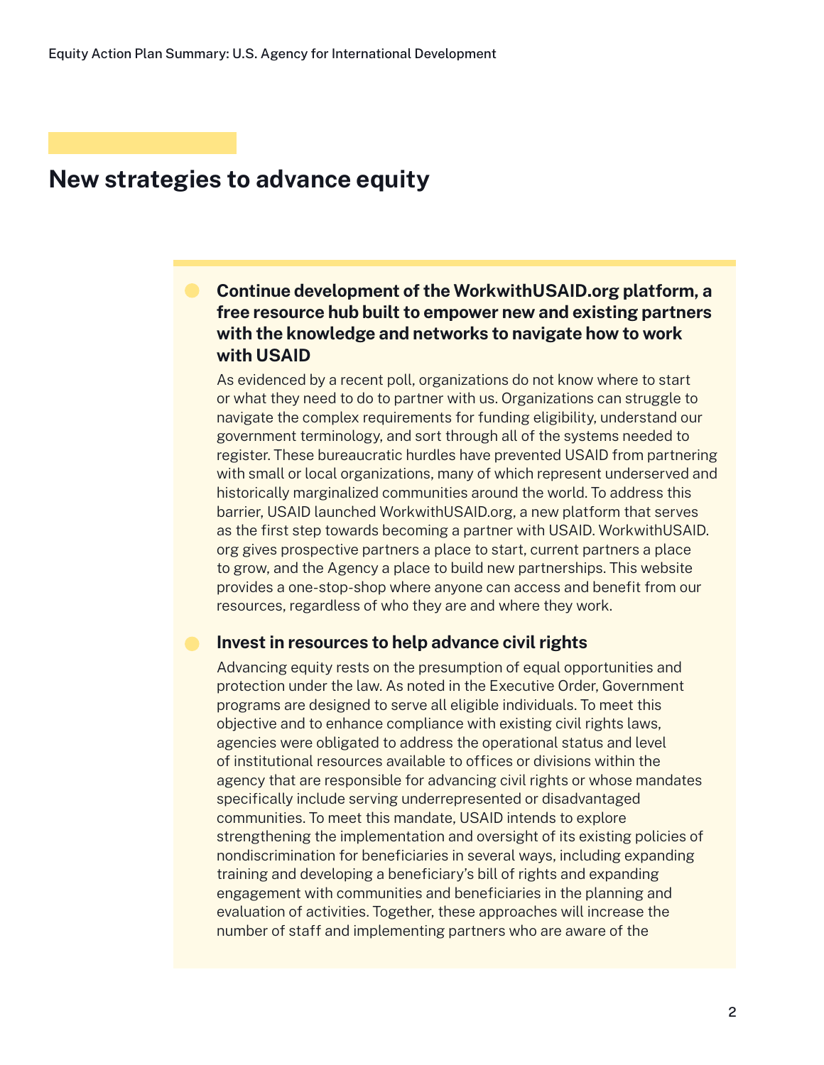## New strategies to advance equity

- **Continue development of the WorkwithUSAID.org platform, a free resource hub built to empower new and existing partners with the knowledge and networks to navigate how to work with USAID**

  As evidenced by a recent poll, organizations do not know where to start or what they need to do to partner with us. Organizations can struggle to navigate the complex requirements for funding eligibility, understand our government terminology, and sort through all of the systems needed to register. These bureaucratic hurdles have prevented USAID from partnering with small or local organizations, many of which represent underserved and historically marginalized communities around the world. To address this barrier, USAID launched WorkwithUSAID.org, a new platform that serves as the first step towards becoming a partner with USAID. WorkwithUSAID.org gives prospective partners a place to start, current partners a place to grow, and the Agency a place to build new partnerships. This website provides a one-stop-shop where anyone can access and benefit from our resources, regardless of who they are and where they work.

- **Invest in resources to help advance civil rights**

  Advancing equity rests on the presumption of equal opportunities and protection under the law. As noted in the Executive Order, Government programs are designed to serve all eligible individuals. To meet this objective and to enhance compliance with existing civil rights laws, agencies were obligated to address the operational status and level of institutional resources available to offices or divisions within the agency that are responsible for advancing civil rights or whose mandates specifically include serving underrepresented or disadvantaged communities. To meet this mandate, USAID intends to explore strengthening the implementation and oversight of its existing policies of nondiscrimination for beneficiaries in several ways, including expanding training and developing a beneficiary's bill of rights and expanding engagement with communities and beneficiaries in the planning and evaluation of activities. Together, these approaches will increase the number of staff and implementing partners who are aware of the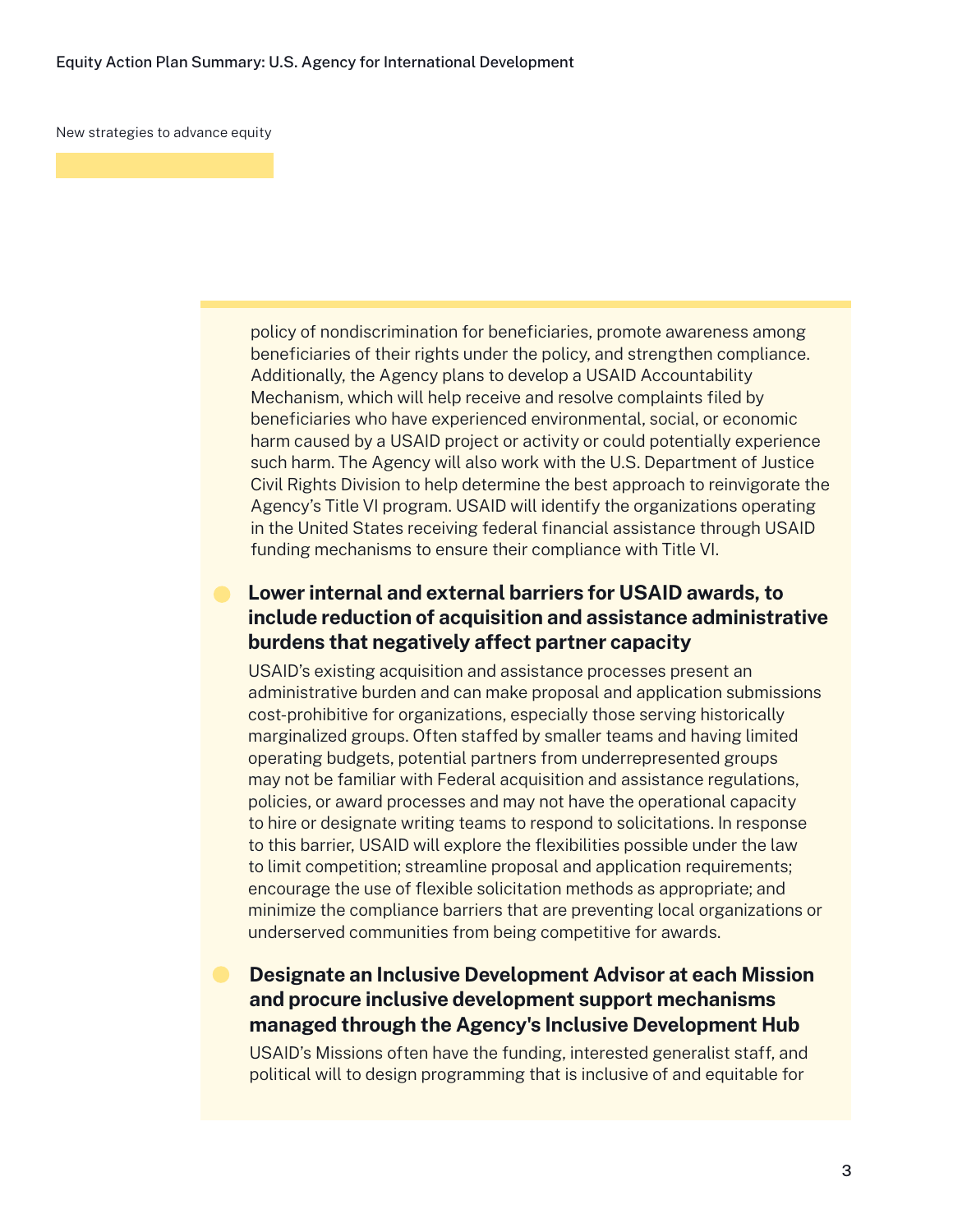New strategies to advance equity

policy of nondiscrimination for beneficiaries, promote awareness among beneficiaries of their rights under the policy, and strengthen compliance. Additionally, the Agency plans to develop a USAID Accountability Mechanism, which will help receive and resolve complaints filed by beneficiaries who have experienced environmental, social, or economic harm caused by a USAID project or activity or could potentially experience such harm. The Agency will also work with the U.S. Department of Justice Civil Rights Division to help determine the best approach to reinvigorate the Agency's Title VI program. USAID will identify the organizations operating in the United States receiving federal financial assistance through USAID funding mechanisms to ensure their compliance with Title VI.

- **Lower internal and external barriers for USAID awards, to include reduction of acquisition and assistance administrative burdens that negatively affect partner capacity**

  USAID's existing acquisition and assistance processes present an administrative burden and can make proposal and application submissions cost-prohibitive for organizations, especially those serving historically marginalized groups. Often staffed by smaller teams and having limited operating budgets, potential partners from underrepresented groups may not be familiar with Federal acquisition and assistance regulations, policies, or award processes and may not have the operational capacity to hire or designate writing teams to respond to solicitations. In response to this barrier, USAID will explore the flexibilities possible under the law to limit competition; streamline proposal and application requirements; encourage the use of flexible solicitation methods as appropriate; and minimize the compliance barriers that are preventing local organizations or underserved communities from being competitive for awards.

- **Designate an Inclusive Development Advisor at each Mission and procure inclusive development support mechanisms managed through the Agency's Inclusive Development Hub**

  USAID's Missions often have the funding, interested generalist staff, and political will to design programming that is inclusive of and equitable for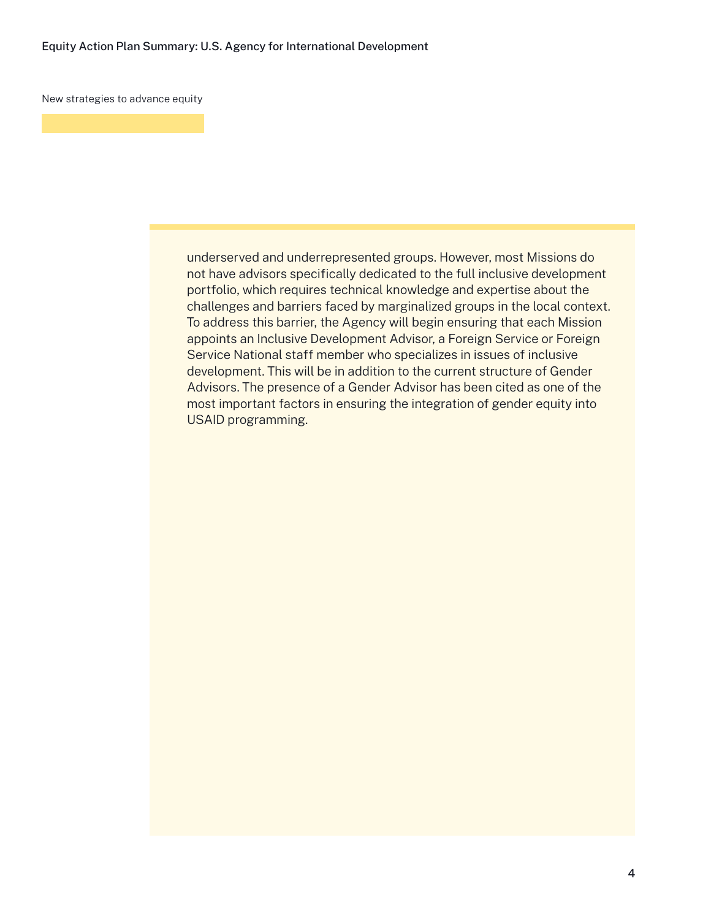New strategies to advance equity

underserved and underrepresented groups. However, most Missions do not have advisors specifically dedicated to the full inclusive development portfolio, which requires technical knowledge and expertise about the challenges and barriers faced by marginalized groups in the local context. To address this barrier, the Agency will begin ensuring that each Mission appoints an Inclusive Development Advisor, a Foreign Service or Foreign Service National staff member who specializes in issues of inclusive development. This will be in addition to the current structure of Gender Advisors. The presence of a Gender Advisor has been cited as one of the most important factors in ensuring the integration of gender equity into USAID programming.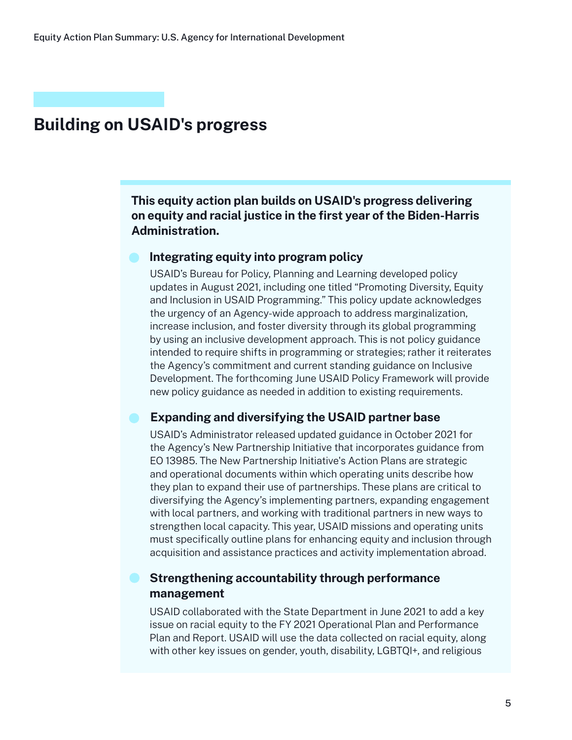## Building on USAID's progress

**This equity action plan builds on USAID's progress delivering on equity and racial justice in the first year of the Biden-Harris Administration.**

- **Integrating equity into program policy**

  USAID's Bureau for Policy, Planning and Learning developed policy updates in August 2021, including one titled "Promoting Diversity, Equity and Inclusion in USAID Programming." This policy update acknowledges the urgency of an Agency-wide approach to address marginalization, increase inclusion, and foster diversity through its global programming by using an inclusive development approach. This is not policy guidance intended to require shifts in programming or strategies; rather it reiterates the Agency's commitment and current standing guidance on Inclusive Development. The forthcoming June USAID Policy Framework will provide new policy guidance as needed in addition to existing requirements.

- **Expanding and diversifying the USAID partner base**

  USAID's Administrator released updated guidance in October 2021 for the Agency's New Partnership Initiative that incorporates guidance from EO 13985. The New Partnership Initiative's Action Plans are strategic and operational documents within which operating units describe how they plan to expand their use of partnerships. These plans are critical to diversifying the Agency's implementing partners, expanding engagement with local partners, and working with traditional partners in new ways to strengthen local capacity. This year, USAID missions and operating units must specifically outline plans for enhancing equity and inclusion through acquisition and assistance practices and activity implementation abroad.

- **Strengthening accountability through performance management**

  USAID collaborated with the State Department in June 2021 to add a key issue on racial equity to the FY 2021 Operational Plan and Performance Plan and Report. USAID will use the data collected on racial equity, along with other key issues on gender, youth, disability, LGBTQI+, and religious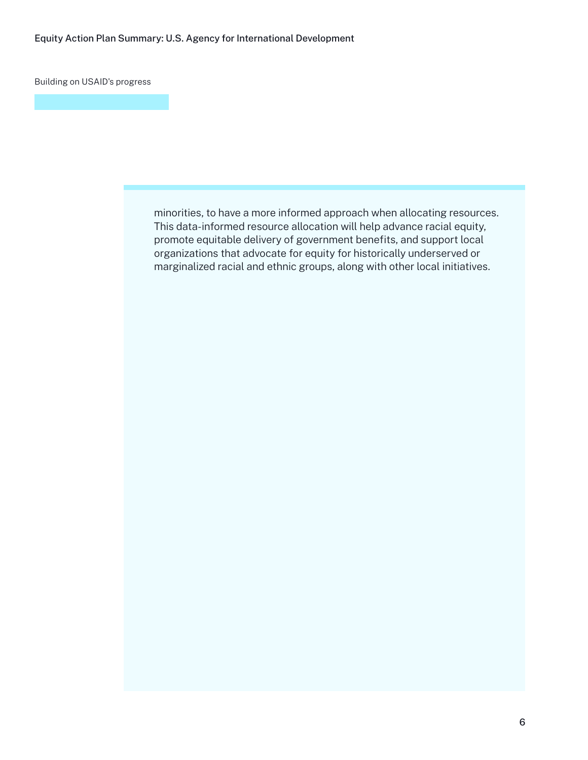Building on USAID's progress

minorities, to have a more informed approach when allocating resources. This data-informed resource allocation will help advance racial equity, promote equitable delivery of government benefits, and support local organizations that advocate for equity for historically underserved or marginalized racial and ethnic groups, along with other local initiatives.